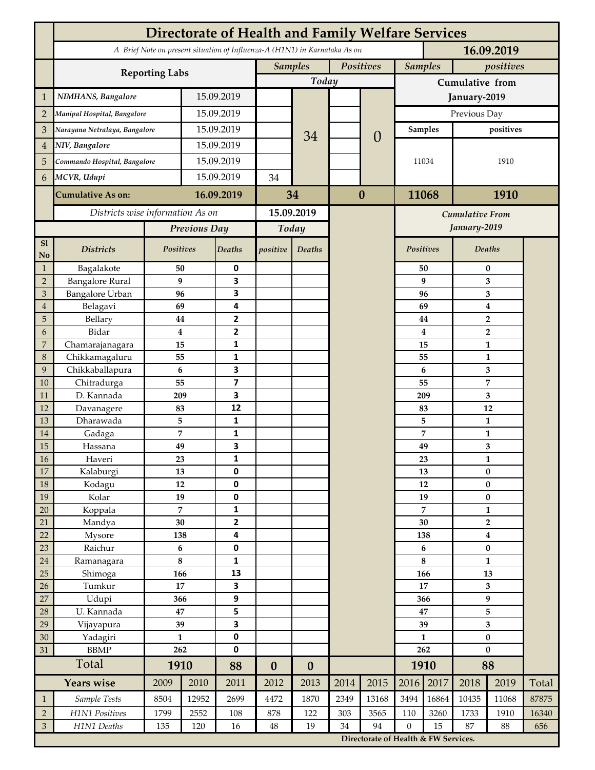# Directorate of Health and Family Welfare Services

*A Brief Note on present situation of Influenza-A (H1N1) in Karnataka As on* **16.09.2019**

| | Reporting Labs | | Samples Today | | Positives Today | | Samples (Cumulative from January-2019, Previous Day) | positives (Cumulative from January-2019, Previous Day) |
|---|---|---|---|---|---|---|---|---|
| 1 | *NIMHANS, Bangalore* | 15.09.2019 | | 34 | | 0 | 11034 | 1910 |
| 2 | *Manipal Hospital, Bangalore* | 15.09.2019 | | | | | | |
| 3 | *Narayana Netralaya, Bangalore* | 15.09.2019 | | | | | | |
| 4 | *NIV, Bangalore* | 15.09.2019 | | | | | | |
| 5 | *Commando Hospital, Bangalore* | 15.09.2019 | | | | | | |
| 6 | *MCVR, Udupi* | 15.09.2019 | 34 | | | | | |
| | **Cumulative As on:** | **16.09.2019** | **34** | | **0** | | **11068** | **1910** |

*Districts wise information As on* **15.09.2019**

| Sl No | Districts | Previous Day Positives | Previous Day Deaths | Today positive | Today Deaths | Cumulative From January-2019 Positives | Cumulative From January-2019 Deaths |
|---|---|---|---|---|---|---|---|
| 1 | Bagalakote | 50 | 0 | | | 50 | 0 |
| 2 | Bangalore Rural | 9 | 3 | | | 9 | 3 |
| 3 | Bangalore Urban | 96 | 3 | | | 96 | 3 |
| 4 | Belagavi | 69 | 4 | | | 69 | 4 |
| 5 | Bellary | 44 | 2 | | | 44 | 2 |
| 6 | Bidar | 4 | 2 | | | 4 | 2 |
| 7 | Chamarajanagara | 15 | 1 | | | 15 | 1 |
| 8 | Chikkamagaluru | 55 | 1 | | | 55 | 1 |
| 9 | Chikkaballapura | 6 | 3 | | | 6 | 3 |
| 10 | Chitradurga | 55 | 7 | | | 55 | 7 |
| 11 | D. Kannada | 209 | 3 | | | 209 | 3 |
| 12 | Davanagere | 83 | 12 | | | 83 | 12 |
| 13 | Dharawada | 5 | 1 | | | 5 | 1 |
| 14 | Gadaga | 7 | 1 | | | 7 | 1 |
| 15 | Hassana | 49 | 3 | | | 49 | 3 |
| 16 | Haveri | 23 | 1 | | | 23 | 1 |
| 17 | Kalaburgi | 13 | 0 | | | 13 | 0 |
| 18 | Kodagu | 12 | 0 | | | 12 | 0 |
| 19 | Kolar | 19 | 0 | | | 19 | 0 |
| 20 | Koppala | 7 | 1 | | | 7 | 1 |
| 21 | Mandya | 30 | 2 | | | 30 | 2 |
| 22 | Mysore | 138 | 4 | | | 138 | 4 |
| 23 | Raichur | 6 | 0 | | | 6 | 0 |
| 24 | Ramanagara | 8 | 1 | | | 8 | 1 |
| 25 | Shimoga | 166 | 13 | | | 166 | 13 |
| 26 | Tumkur | 17 | 3 | | | 17 | 3 |
| 27 | Udupi | 366 | 9 | | | 366 | 9 |
| 28 | U. Kannada | 47 | 5 | | | 47 | 5 |
| 29 | Vijayapura | 39 | 3 | | | 39 | 3 |
| 30 | Yadagiri | 1 | 0 | | | 1 | 0 |
| 31 | BBMP | 262 | 0 | | | 262 | 0 |
| | **Total** | **1910** | **88** | **0** | **0** | **1910** | **88** |

| | Years wise | 2009 | 2010 | 2011 | 2012 | 2013 | 2014 | 2015 | 2016 | 2017 | 2018 | 2019 | Total |
|---|---|---|---|---|---|---|---|---|---|---|---|---|---|
| 1 | *Sample Tests* | 8504 | 12952 | 2699 | 4472 | 1870 | 2349 | 13168 | 3494 | 16864 | 10435 | 11068 | 87875 |
| 2 | *H1N1 Positives* | 1799 | 2552 | 108 | 878 | 122 | 303 | 3565 | 110 | 3260 | 1733 | 1910 | 16340 |
| 3 | *H1N1 Deaths* | 135 | 120 | 16 | 48 | 19 | 34 | 94 | 0 | 15 | 87 | 88 | 656 |

**Directorate of Health & FW Services.**